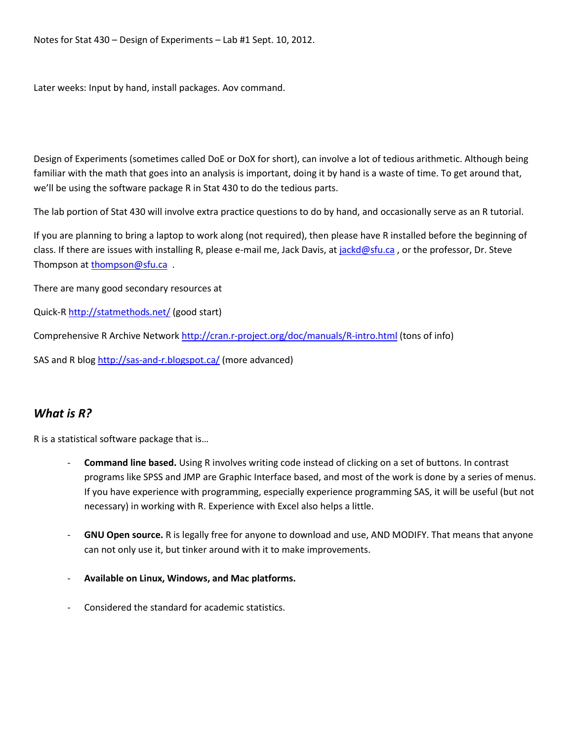Notes for Stat 430 – Design of Experiments – Lab #1 Sept. 10, 2012.

Later weeks: Input by hand, install packages. Aov command.

Design of Experiments (sometimes called DoE or DoX for short), can involve a lot of tedious arithmetic. Although being familiar with the math that goes into an analysis is important, doing it by hand is a waste of time. To get around that, we'll be using the software package R in Stat 430 to do the tedious parts.

The lab portion of Stat 430 will involve extra practice questions to do by hand, and occasionally serve as an R tutorial.

If you are planning to bring a laptop to work along (not required), then please have R installed before the beginning of class. If there are issues with installing R, please e-mail me, Jack Davis, at jackd@sfu.ca , or the professor, Dr. Steve Thompson at thompson@sfu.ca .

There are many good secondary resources at

Quick-R http://statmethods.net/ (good start)

Comprehensive R Archive Network http://cran.r-project.org/doc/manuals/R-intro.html (tons of info)

SAS and R blog http://sas-and-r.blogspot.ca/ (more advanced)

## *What is R?*

R is a statistical software package that is…

- **Command line based.** Using R involves writing code instead of clicking on a set of buttons. In contrast programs like SPSS and JMP are Graphic Interface based, and most of the work is done by a series of menus. If you have experience with programming, especially experience programming SAS, it will be useful (but not necessary) in working with R. Experience with Excel also helps a little.

- **GNU Open source.** R is legally free for anyone to download and use, AND MODIFY. That means that anyone can not only use it, but tinker around with it to make improvements.

- **Available on Linux, Windows, and Mac platforms.**

- Considered the standard for academic statistics.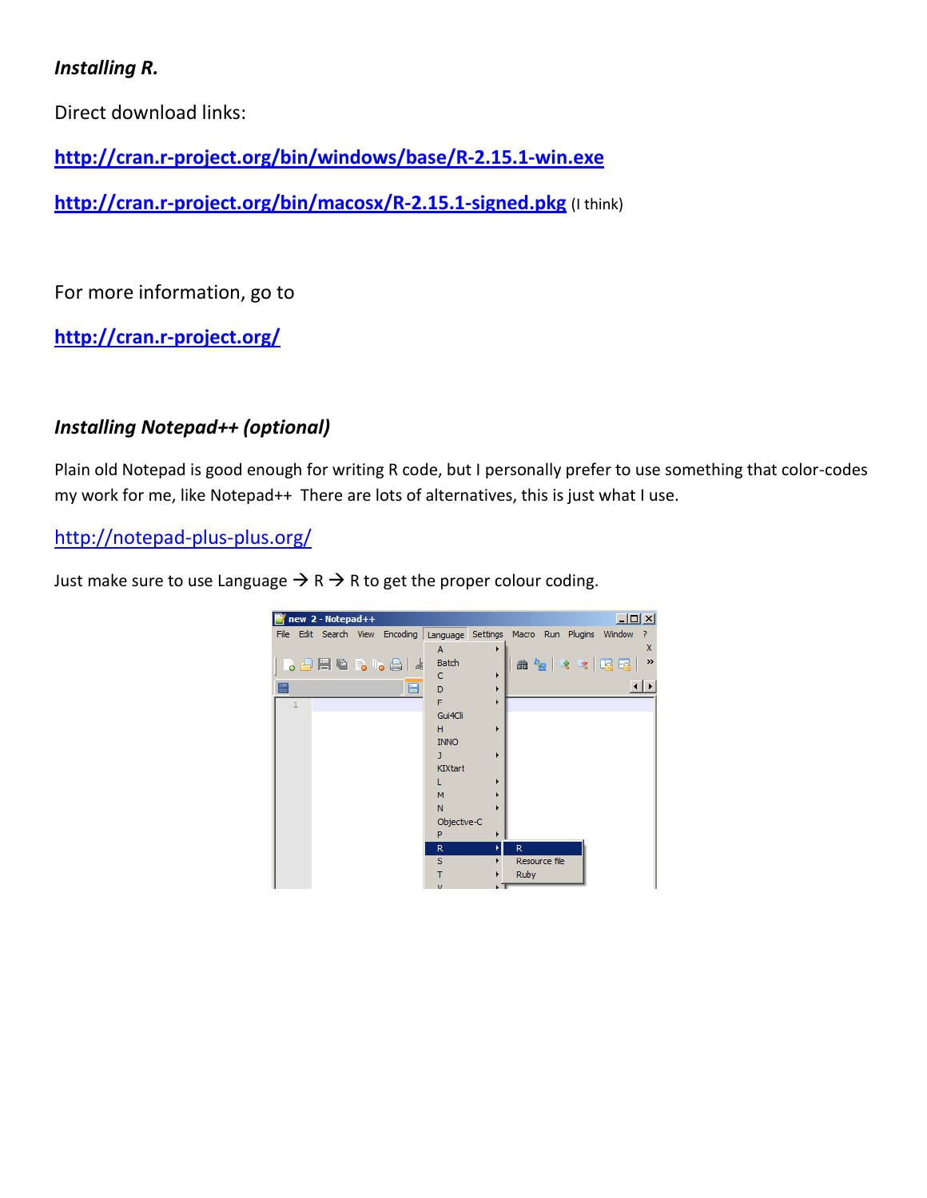### *Installing R.*

Direct download links:

**http://cran.r-project.org/bin/windows/base/R-2.15.1-win.exe**

**http://cran.r-project.org/bin/macosx/R-2.15.1-signed.pkg** (I think)

For more information, go to

**http://cran.r-project.org/**

### *Installing Notepad++ (optional)*

Plain old Notepad is good enough for writing R code, but I personally prefer to use something that color-codes my work for me, like Notepad++ There are lots of alternatives, this is just what I use.

http://notepad-plus-plus.org/

Just make sure to use Language → R → R to get the proper colour coding.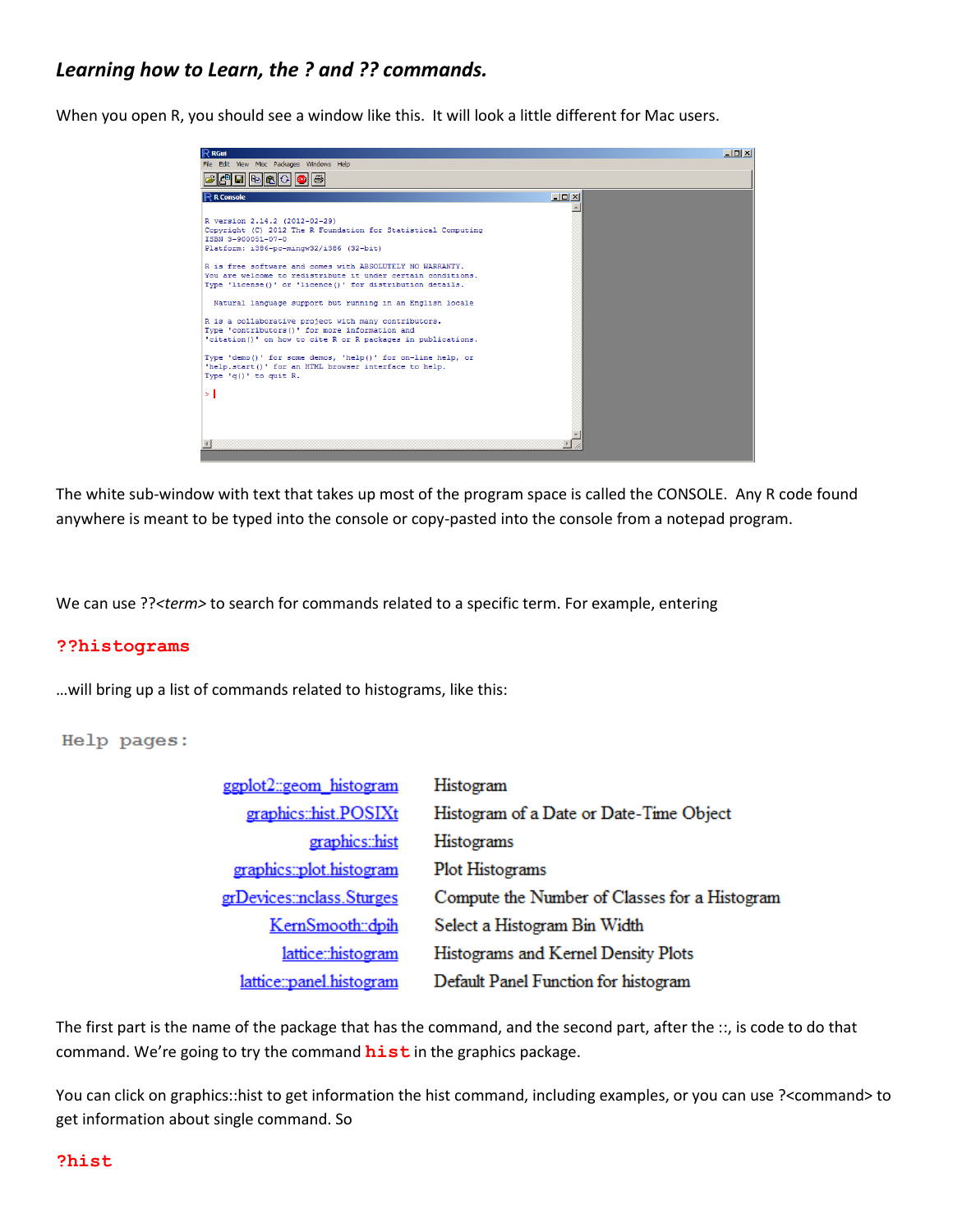### *Learning how to Learn, the ? and ?? commands.*

When you open R, you should see a window like this. It will look a little different for Mac users.

The white sub-window with text that takes up most of the program space is called the CONSOLE. Any R code found anywhere is meant to be typed into the console or copy-pasted into the console from a notepad program.

We can use ??*<term>* to search for commands related to a specific term. For example, entering

```
??histograms
```

…will bring up a list of commands related to histograms, like this:

Help pages:

| | |
|---|---|
| ggplot2::geom_histogram | Histogram |
| graphics::hist.POSIXt | Histogram of a Date or Date-Time Object |
| graphics::hist | Histograms |
| graphics::plot.histogram | Plot Histograms |
| grDevices::nclass.Sturges | Compute the Number of Classes for a Histogram |
| KernSmooth::dpih | Select a Histogram Bin Width |
| lattice::histogram | Histograms and Kernel Density Plots |
| lattice::panel.histogram | Default Panel Function for histogram |

The first part is the name of the package that has the command, and the second part, after the ::, is code to do that command. We're going to try the command **hist** in the graphics package.

You can click on graphics::hist to get information the hist command, including examples, or you can use ?<command> to get information about single command. So

```
?hist
```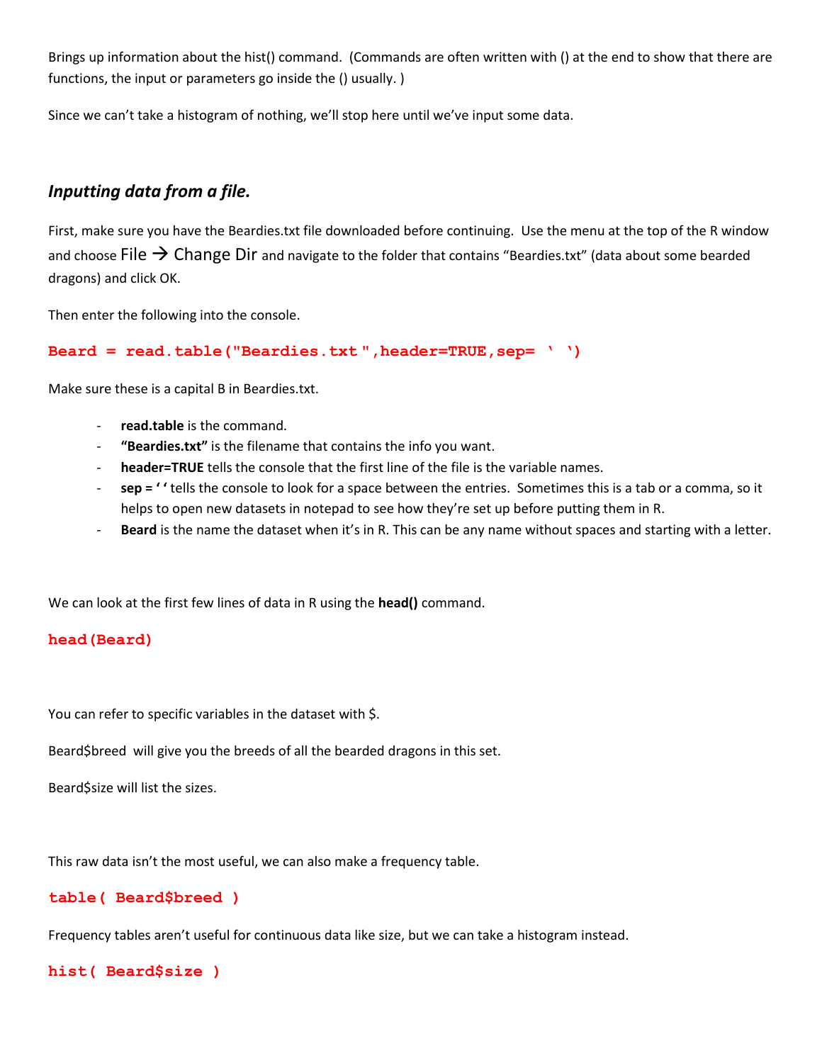Brings up information about the hist() command. (Commands are often written with () at the end to show that there are functions, the input or parameters go inside the () usually. )

Since we can't take a histogram of nothing, we'll stop here until we've input some data.

### *Inputting data from a file.*

First, make sure you have the Beardies.txt file downloaded before continuing. Use the menu at the top of the R window and choose File → Change Dir and navigate to the folder that contains "Beardies.txt" (data about some bearded dragons) and click OK.

Then enter the following into the console.

```
Beard = read.table("Beardies.txt",header=TRUE,sep= ' ')
```

Make sure these is a capital B in Beardies.txt.

- **read.table** is the command.
- **"Beardies.txt"** is the filename that contains the info you want.
- **header=TRUE** tells the console that the first line of the file is the variable names.
- **sep = ' '** tells the console to look for a space between the entries. Sometimes this is a tab or a comma, so it helps to open new datasets in notepad to see how they're set up before putting them in R.
- **Beard** is the name the dataset when it's in R. This can be any name without spaces and starting with a letter.

We can look at the first few lines of data in R using the **head()** command.

```
head(Beard)
```

You can refer to specific variables in the dataset with $.

Beard$breed will give you the breeds of all the bearded dragons in this set.

Beard$size will list the sizes.

This raw data isn't the most useful, we can also make a frequency table.

```
table( Beard$breed )
```

Frequency tables aren't useful for continuous data like size, but we can take a histogram instead.

```
hist( Beard$size )
```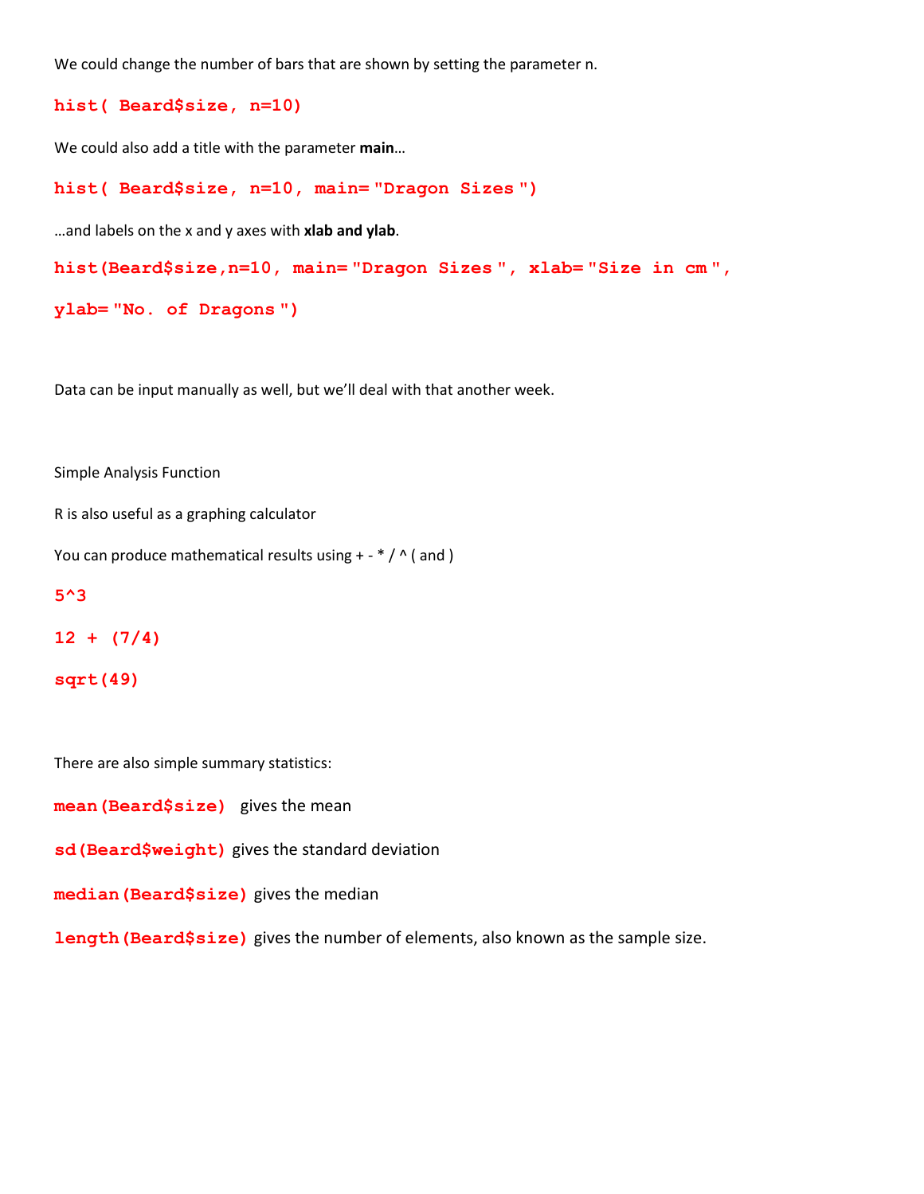We could change the number of bars that are shown by setting the parameter n.

```
hist( Beard$size, n=10)
```

We could also add a title with the parameter **main**…

```
hist( Beard$size, n=10, main= "Dragon Sizes ")
```

…and labels on the x and y axes with **xlab and ylab**.

```
hist(Beard$size,n=10, main= "Dragon Sizes ", xlab= "Size in cm ",
ylab= "No. of Dragons ")
```

Data can be input manually as well, but we'll deal with that another week.

Simple Analysis Function

R is also useful as a graphing calculator

You can produce mathematical results using + - * / ^ ( and )

```
5^3
12 + (7/4)
sqrt(49)
```

There are also simple summary statistics:

`mean(Beard$size)` gives the mean

`sd(Beard$weight)` gives the standard deviation

`median(Beard$size)` gives the median

`length(Beard$size)` gives the number of elements, also known as the sample size.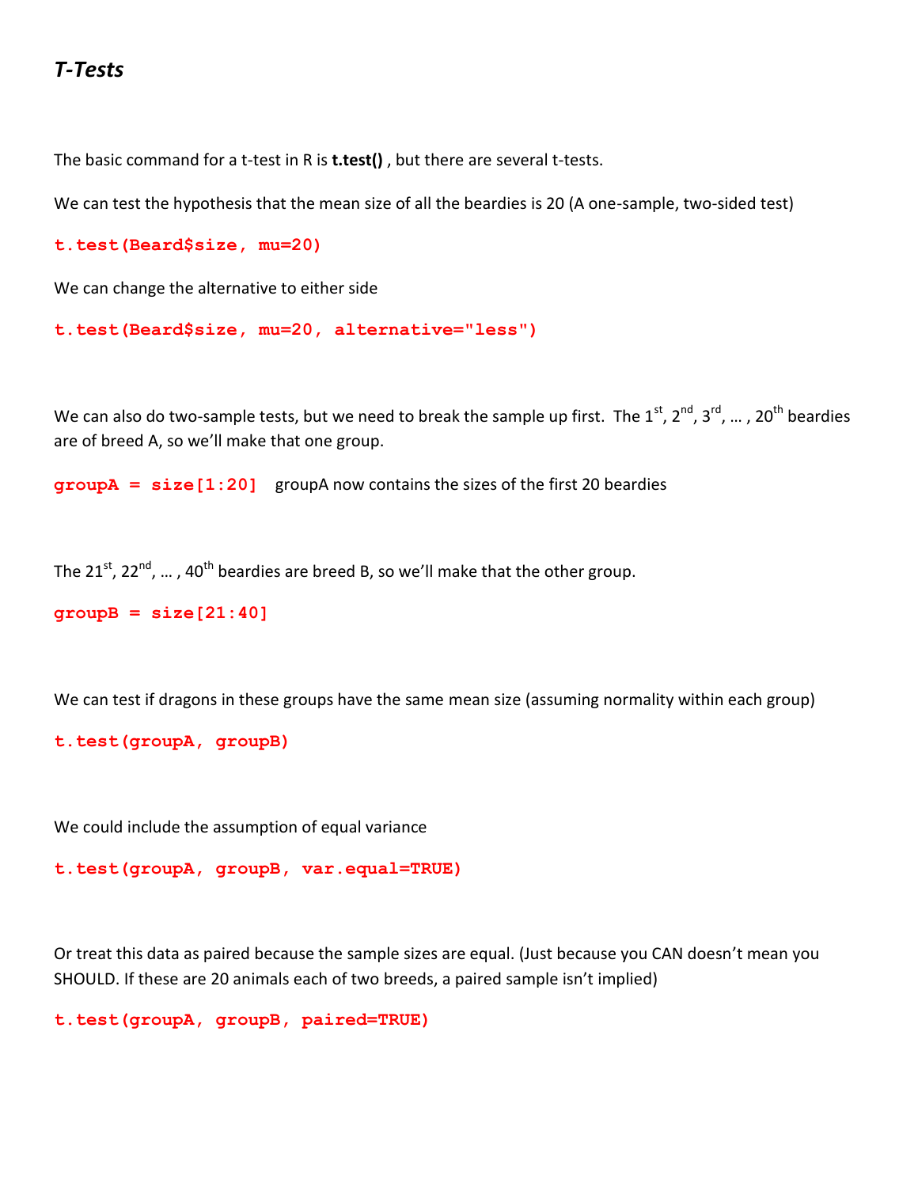## *T-Tests*

The basic command for a t-test in R is **t.test()** , but there are several t-tests.

We can test the hypothesis that the mean size of all the beardies is 20 (A one-sample, two-sided test)

```
t.test(Beard$size, mu=20)
```

We can change the alternative to either side

```
t.test(Beard$size, mu=20, alternative="less")
```

We can also do two-sample tests, but we need to break the sample up first. The 1st, 2nd, 3rd, … , 20th beardies are of breed A, so we'll make that one group.

```
groupA = size[1:20]
```

groupA now contains the sizes of the first 20 beardies

The 21st, 22nd, … , 40th beardies are breed B, so we'll make that the other group.

```
groupB = size[21:40]
```

We can test if dragons in these groups have the same mean size (assuming normality within each group)

```
t.test(groupA, groupB)
```

We could include the assumption of equal variance

```
t.test(groupA, groupB, var.equal=TRUE)
```

Or treat this data as paired because the sample sizes are equal. (Just because you CAN doesn't mean you SHOULD. If these are 20 animals each of two breeds, a paired sample isn't implied)

```
t.test(groupA, groupB, paired=TRUE)
```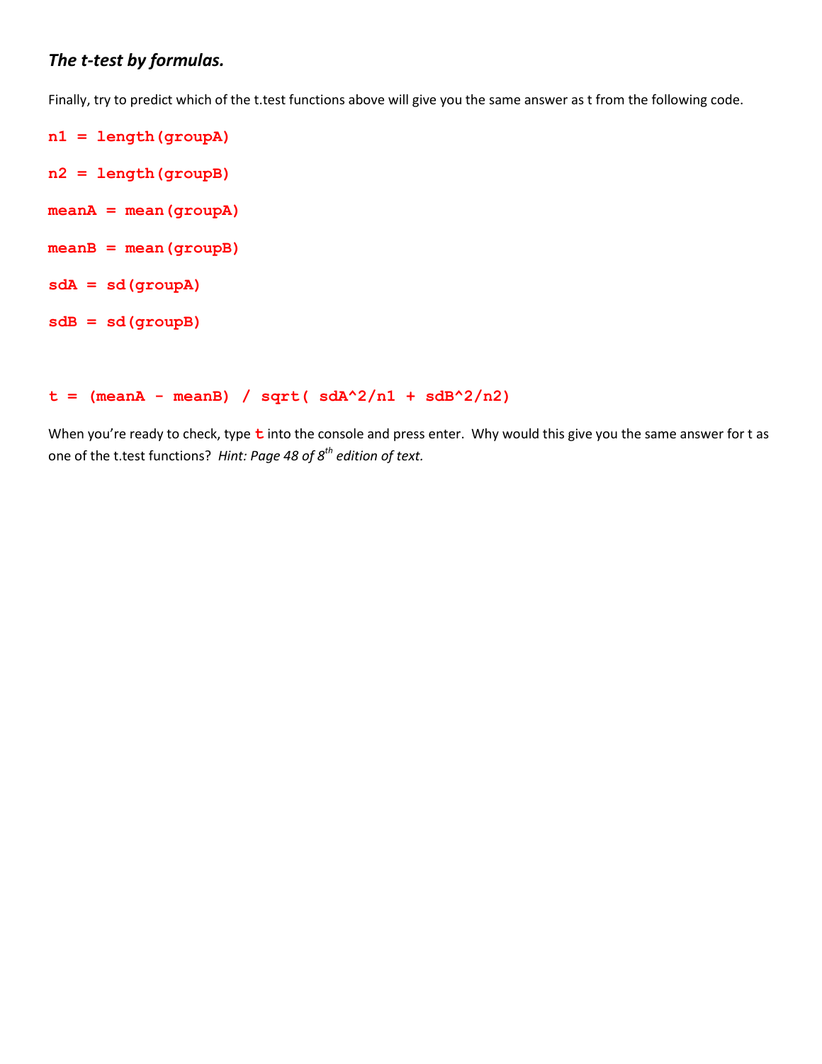### *The t-test by formulas.*

Finally, try to predict which of the t.test functions above will give you the same answer as t from the following code.

```
n1 = length(groupA)

n2 = length(groupB)

meanA = mean(groupA)

meanB = mean(groupB)

sdA = sd(groupA)

sdB = sd(groupB)


t = (meanA - meanB) / sqrt( sdA^2/n1 + sdB^2/n2)
```

When you're ready to check, type `t` into the console and press enter. Why would this give you the same answer for t as one of the t.test functions? *Hint: Page 48 of 8th edition of text.*